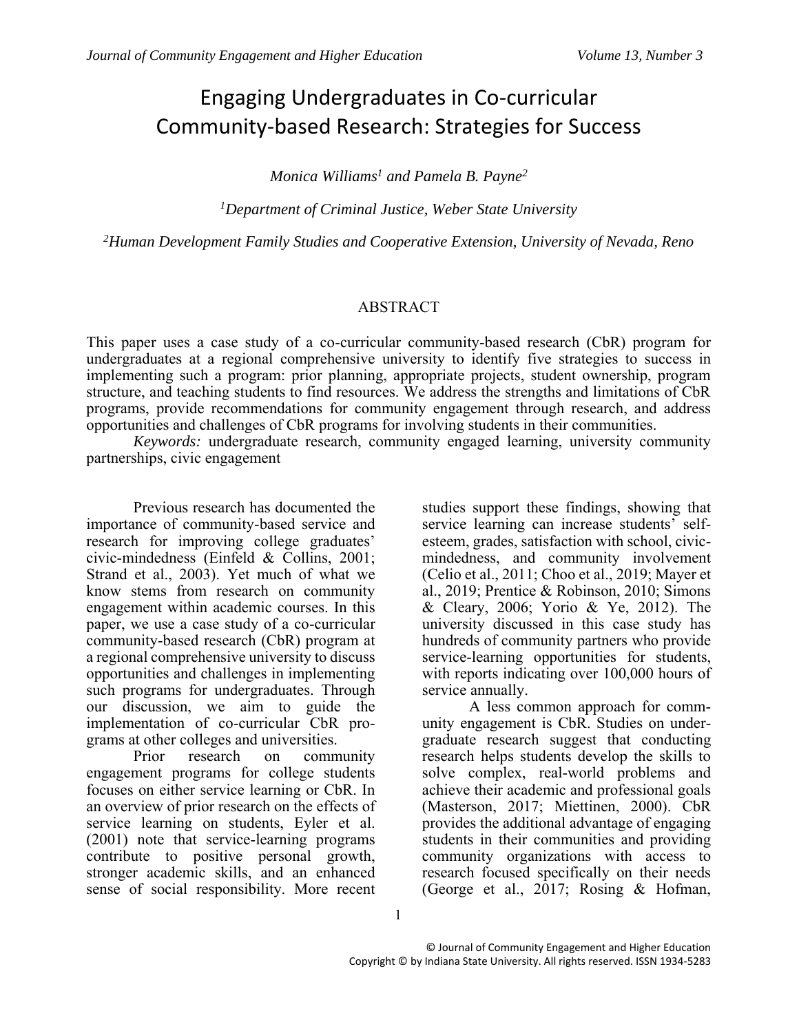# Engaging Undergraduates in Co-curricular Community-based Research: Strategies for Success

*Monica Williams[1] and Pamela B. Payne[2]*

*[1]Department of Criminal Justice, Weber State University*

*[2]Human Development Family Studies and Cooperative Extension, University of Nevada, Reno*

## ABSTRACT

This paper uses a case study of a co-curricular community-based research (CbR) program for undergraduates at a regional comprehensive university to identify five strategies to success in implementing such a program: prior planning, appropriate projects, student ownership, program structure, and teaching students to find resources. We address the strengths and limitations of CbR programs, provide recommendations for community engagement through research, and address opportunities and challenges of CbR programs for involving students in their communities.

*Keywords:* undergraduate research, community engaged learning, university community partnerships, civic engagement

Previous research has documented the importance of community-based service and research for improving college graduates' civic-mindedness (Einfeld & Collins, 2001; Strand et al., 2003). Yet much of what we know stems from research on community engagement within academic courses. In this paper, we use a case study of a co-curricular community-based research (CbR) program at a regional comprehensive university to discuss opportunities and challenges in implementing such programs for undergraduates. Through our discussion, we aim to guide the implementation of co-curricular CbR programs at other colleges and universities.

Prior research on community engagement programs for college students focuses on either service learning or CbR. In an overview of prior research on the effects of service learning on students, Eyler et al. (2001) note that service-learning programs contribute to positive personal growth, stronger academic skills, and an enhanced sense of social responsibility. More recent studies support these findings, showing that service learning can increase students' self-esteem, grades, satisfaction with school, civic-mindedness, and community involvement (Celio et al., 2011; Choo et al., 2019; Mayer et al., 2019; Prentice & Robinson, 2010; Simons & Cleary, 2006; Yorio & Ye, 2012). The university discussed in this case study has hundreds of community partners who provide service-learning opportunities for students, with reports indicating over 100,000 hours of service annually.

A less common approach for community engagement is CbR. Studies on undergraduate research suggest that conducting research helps students develop the skills to solve complex, real-world problems and achieve their academic and professional goals (Masterson, 2017; Miettinen, 2000). CbR provides the additional advantage of engaging students in their communities and providing community organizations with access to research focused specifically on their needs (George et al., 2017; Rosing & Hofman,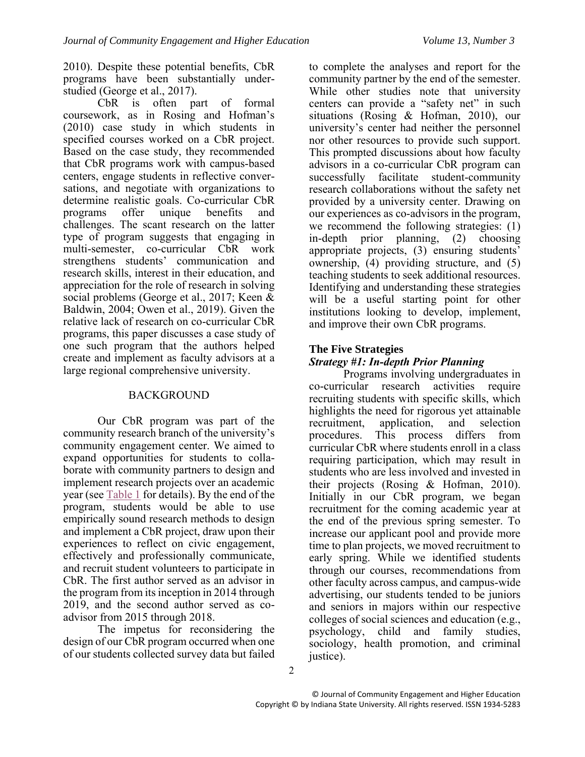2010). Despite these potential benefits, CbR programs have been substantially under-studied (George et al., 2017).

CbR is often part of formal coursework, as in Rosing and Hofman's (2010) case study in which students in specified courses worked on a CbR project. Based on the case study, they recommended that CbR programs work with campus-based centers, engage students in reflective conversations, and negotiate with organizations to determine realistic goals. Co-curricular CbR programs offer unique benefits and challenges. The scant research on the latter type of program suggests that engaging in multi-semester, co-curricular CbR work strengthens students' communication and research skills, interest in their education, and appreciation for the role of research in solving social problems (George et al., 2017; Keen & Baldwin, 2004; Owen et al., 2019). Given the relative lack of research on co-curricular CbR programs, this paper discusses a case study of one such program that the authors helped create and implement as faculty advisors at a large regional comprehensive university.

## BACKGROUND

Our CbR program was part of the community research branch of the university's community engagement center. We aimed to expand opportunities for students to collaborate with community partners to design and implement research projects over an academic year (see Table 1 for details). By the end of the program, students would be able to use empirically sound research methods to design and implement a CbR project, draw upon their experiences to reflect on civic engagement, effectively and professionally communicate, and recruit student volunteers to participate in CbR. The first author served as an advisor in the program from its inception in 2014 through 2019, and the second author served as co-advisor from 2015 through 2018.

The impetus for reconsidering the design of our CbR program occurred when one of our students collected survey data but failed to complete the analyses and report for the community partner by the end of the semester. While other studies note that university centers can provide a "safety net" in such situations (Rosing & Hofman, 2010), our university's center had neither the personnel nor other resources to provide such support. This prompted discussions about how faculty advisors in a co-curricular CbR program can successfully facilitate student-community research collaborations without the safety net provided by a university center. Drawing on our experiences as co-advisors in the program, we recommend the following strategies: (1) in-depth prior planning, (2) choosing appropriate projects, (3) ensuring students' ownership, (4) providing structure, and (5) teaching students to seek additional resources. Identifying and understanding these strategies will be a useful starting point for other institutions looking to develop, implement, and improve their own CbR programs.

## The Five Strategies

### *Strategy #1: In-depth Prior Planning*

Programs involving undergraduates in co-curricular research activities require recruiting students with specific skills, which highlights the need for rigorous yet attainable recruitment, application, and selection procedures. This process differs from curricular CbR where students enroll in a class requiring participation, which may result in students who are less involved and invested in their projects (Rosing & Hofman, 2010). Initially in our CbR program, we began recruitment for the coming academic year at the end of the previous spring semester. To increase our applicant pool and provide more time to plan projects, we moved recruitment to early spring. While we identified students through our courses, recommendations from other faculty across campus, and campus-wide advertising, our students tended to be juniors and seniors in majors within our respective colleges of social sciences and education (e.g., psychology, child and family studies, sociology, health promotion, and criminal justice).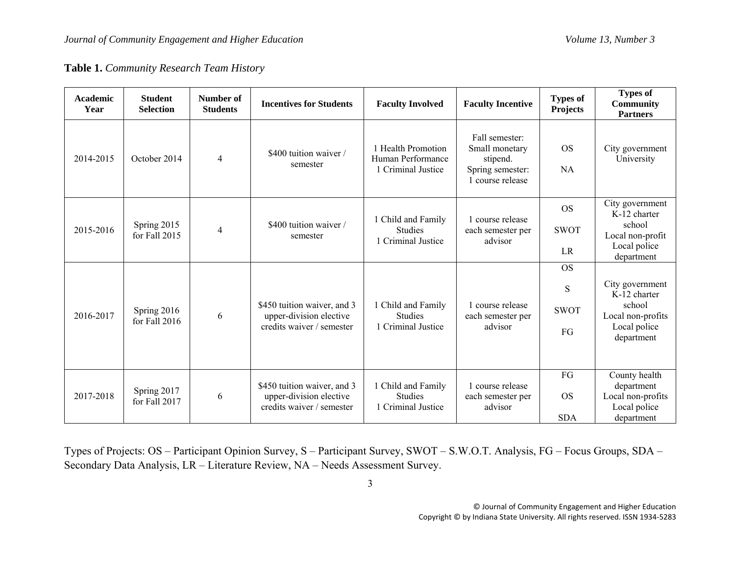**Table 1.** *Community Research Team History*

| Academic Year | Student Selection | Number of Students | Incentives for Students | Faculty Involved | Faculty Incentive | Types of Projects | Types of Community Partners |
|---|---|---|---|---|---|---|---|
| 2014-2015 | October 2014 | 4 | $400 tuition waiver / semester | 1 Health Promotion Human Performance<br>1 Criminal Justice | Fall semester: Small monetary stipend.<br>Spring semester: 1 course release | OS<br>NA | City government<br>University |
| 2015-2016 | Spring 2015 for Fall 2015 | 4 | $400 tuition waiver / semester | 1 Child and Family Studies<br>1 Criminal Justice | 1 course release each semester per advisor | OS<br>SWOT<br>LR | City government<br>K-12 charter school<br>Local non-profit<br>Local police department |
| 2016-2017 | Spring 2016 for Fall 2016 | 6 | $450 tuition waiver, and 3 upper-division elective credits waiver / semester | 1 Child and Family Studies<br>1 Criminal Justice | 1 course release each semester per advisor | OS<br>S<br>SWOT<br>FG | City government<br>K-12 charter school<br>Local non-profits<br>Local police department |
| 2017-2018 | Spring 2017 for Fall 2017 | 6 | $450 tuition waiver, and 3 upper-division elective credits waiver / semester | 1 Child and Family Studies<br>1 Criminal Justice | 1 course release each semester per advisor | FG<br>OS<br>SDA | County health department<br>Local non-profits<br>Local police department |

Types of Projects: OS – Participant Opinion Survey, S – Participant Survey, SWOT – S.W.O.T. Analysis, FG – Focus Groups, SDA – Secondary Data Analysis, LR – Literature Review, NA – Needs Assessment Survey.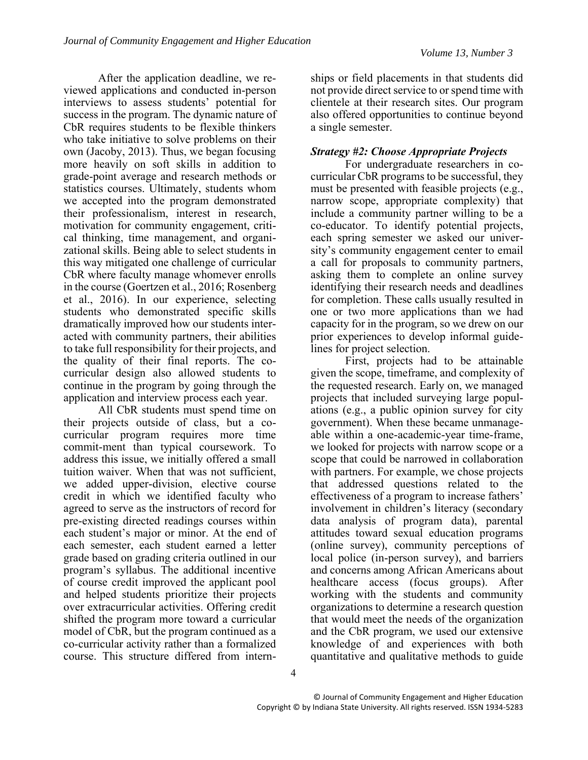After the application deadline, we reviewed applications and conducted in-person interviews to assess students' potential for success in the program. The dynamic nature of CbR requires students to be flexible thinkers who take initiative to solve problems on their own (Jacoby, 2013). Thus, we began focusing more heavily on soft skills in addition to grade-point average and research methods or statistics courses. Ultimately, students whom we accepted into the program demonstrated their professionalism, interest in research, motivation for community engagement, critical thinking, time management, and organizational skills. Being able to select students in this way mitigated one challenge of curricular CbR where faculty manage whomever enrolls in the course (Goertzen et al., 2016; Rosenberg et al., 2016). In our experience, selecting students who demonstrated specific skills dramatically improved how our students interacted with community partners, their abilities to take full responsibility for their projects, and the quality of their final reports. The co-curricular design also allowed students to continue in the program by going through the application and interview process each year.

All CbR students must spend time on their projects outside of class, but a co-curricular program requires more time commit-ment than typical coursework. To address this issue, we initially offered a small tuition waiver. When that was not sufficient, we added upper-division, elective course credit in which we identified faculty who agreed to serve as the instructors of record for pre-existing directed readings courses within each student's major or minor. At the end of each semester, each student earned a letter grade based on grading criteria outlined in our program's syllabus. The additional incentive of course credit improved the applicant pool and helped students prioritize their projects over extracurricular activities. Offering credit shifted the program more toward a curricular model of CbR, but the program continued as a co-curricular activity rather than a formalized course. This structure differed from internships or field placements in that students did not provide direct service to or spend time with clientele at their research sites. Our program also offered opportunities to continue beyond a single semester.

### *Strategy #2: Choose Appropriate Projects*

For undergraduate researchers in co-curricular CbR programs to be successful, they must be presented with feasible projects (e.g., narrow scope, appropriate complexity) that include a community partner willing to be a co-educator. To identify potential projects, each spring semester we asked our university's community engagement center to email a call for proposals to community partners, asking them to complete an online survey identifying their research needs and deadlines for completion. These calls usually resulted in one or two more applications than we had capacity for in the program, so we drew on our prior experiences to develop informal guidelines for project selection.

First, projects had to be attainable given the scope, timeframe, and complexity of the requested research. Early on, we managed projects that included surveying large populations (e.g., a public opinion survey for city government). When these became unmanageable within a one-academic-year time-frame, we looked for projects with narrow scope or a scope that could be narrowed in collaboration with partners. For example, we chose projects that addressed questions related to the effectiveness of a program to increase fathers' involvement in children's literacy (secondary data analysis of program data), parental attitudes toward sexual education programs (online survey), community perceptions of local police (in-person survey), and barriers and concerns among African Americans about healthcare access (focus groups). After working with the students and community organizations to determine a research question that would meet the needs of the organization and the CbR program, we used our extensive knowledge of and experiences with both quantitative and qualitative methods to guide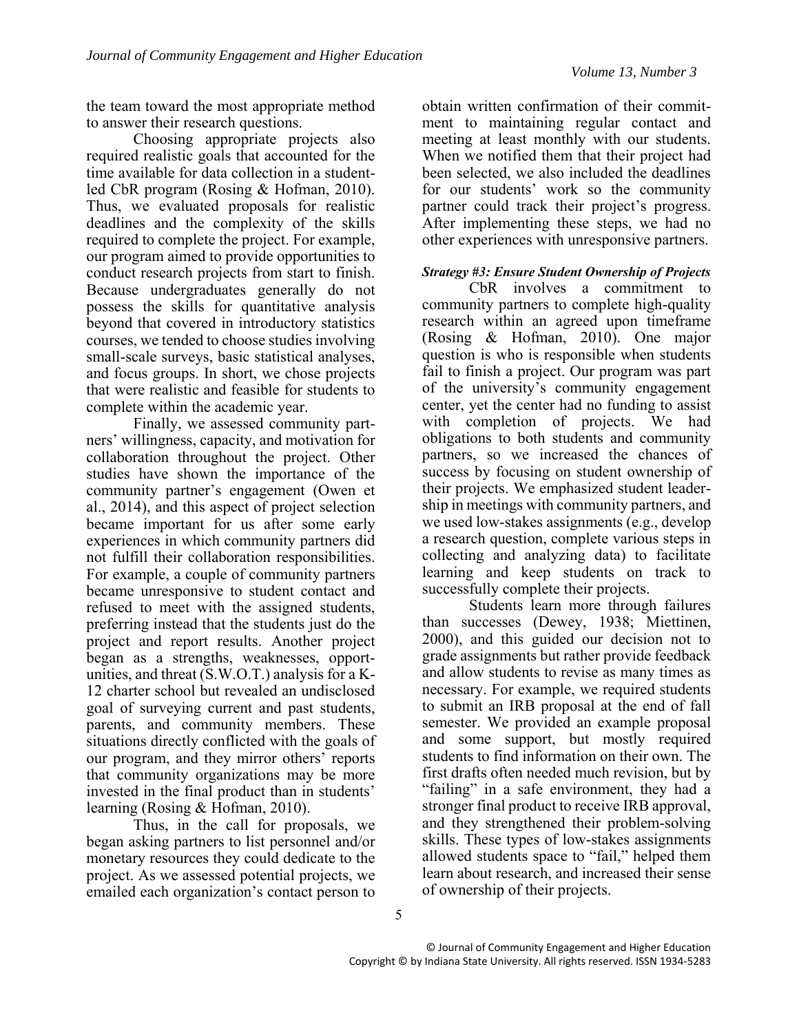the team toward the most appropriate method to answer their research questions.

Choosing appropriate projects also required realistic goals that accounted for the time available for data collection in a student-led CbR program (Rosing & Hofman, 2010). Thus, we evaluated proposals for realistic deadlines and the complexity of the skills required to complete the project. For example, our program aimed to provide opportunities to conduct research projects from start to finish. Because undergraduates generally do not possess the skills for quantitative analysis beyond that covered in introductory statistics courses, we tended to choose studies involving small-scale surveys, basic statistical analyses, and focus groups. In short, we chose projects that were realistic and feasible for students to complete within the academic year.

Finally, we assessed community partners' willingness, capacity, and motivation for collaboration throughout the project. Other studies have shown the importance of the community partner's engagement (Owen et al., 2014), and this aspect of project selection became important for us after some early experiences in which community partners did not fulfill their collaboration responsibilities. For example, a couple of community partners became unresponsive to student contact and refused to meet with the assigned students, preferring instead that the students just do the project and report results. Another project began as a strengths, weaknesses, opportunities, and threat (S.W.O.T.) analysis for a K-12 charter school but revealed an undisclosed goal of surveying current and past students, parents, and community members. These situations directly conflicted with the goals of our program, and they mirror others' reports that community organizations may be more invested in the final product than in students' learning (Rosing & Hofman, 2010).

Thus, in the call for proposals, we began asking partners to list personnel and/or monetary resources they could dedicate to the project. As we assessed potential projects, we emailed each organization's contact person to obtain written confirmation of their commitment to maintaining regular contact and meeting at least monthly with our students. When we notified them that their project had been selected, we also included the deadlines for our students' work so the community partner could track their project's progress. After implementing these steps, we had no other experiences with unresponsive partners.

***Strategy #3: Ensure Student Ownership of Projects***

CbR involves a commitment to community partners to complete high-quality research within an agreed upon timeframe (Rosing & Hofman, 2010). One major question is who is responsible when students fail to finish a project. Our program was part of the university's community engagement center, yet the center had no funding to assist with completion of projects. We had obligations to both students and community partners, so we increased the chances of success by focusing on student ownership of their projects. We emphasized student leadership in meetings with community partners, and we used low-stakes assignments (e.g., develop a research question, complete various steps in collecting and analyzing data) to facilitate learning and keep students on track to successfully complete their projects.

Students learn more through failures than successes (Dewey, 1938; Miettinen, 2000), and this guided our decision not to grade assignments but rather provide feedback and allow students to revise as many times as necessary. For example, we required students to submit an IRB proposal at the end of fall semester. We provided an example proposal and some support, but mostly required students to find information on their own. The first drafts often needed much revision, but by "failing" in a safe environment, they had a stronger final product to receive IRB approval, and they strengthened their problem-solving skills. These types of low-stakes assignments allowed students space to "fail," helped them learn about research, and increased their sense of ownership of their projects.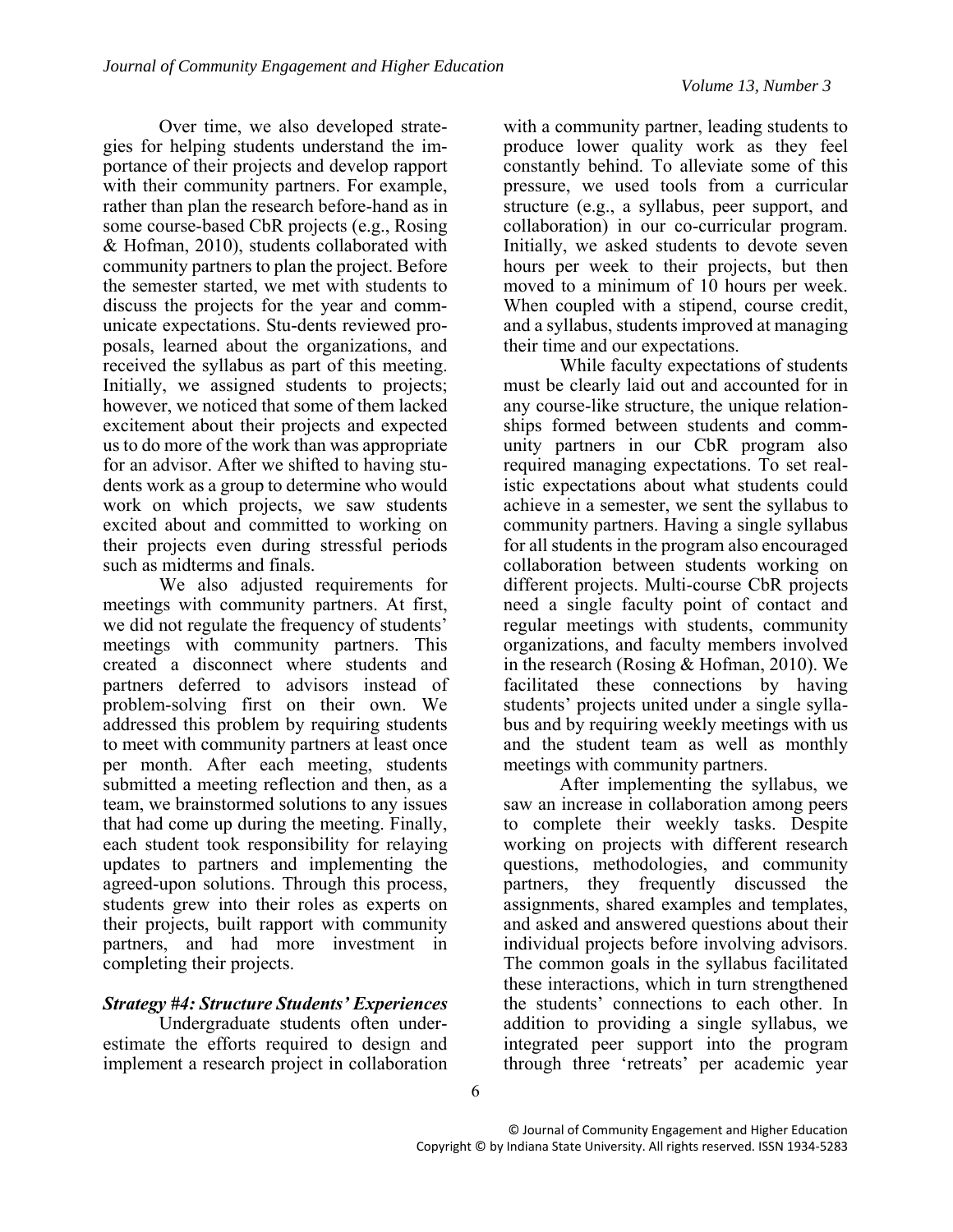Over time, we also developed strategies for helping students understand the importance of their projects and develop rapport with their community partners. For example, rather than plan the research before-hand as in some course-based CbR projects (e.g., Rosing & Hofman, 2010), students collaborated with community partners to plan the project. Before the semester started, we met with students to discuss the projects for the year and communicate expectations. Students reviewed proposals, learned about the organizations, and received the syllabus as part of this meeting. Initially, we assigned students to projects; however, we noticed that some of them lacked excitement about their projects and expected us to do more of the work than was appropriate for an advisor. After we shifted to having students work as a group to determine who would work on which projects, we saw students excited about and committed to working on their projects even during stressful periods such as midterms and finals.

We also adjusted requirements for meetings with community partners. At first, we did not regulate the frequency of students' meetings with community partners. This created a disconnect where students and partners deferred to advisors instead of problem-solving first on their own. We addressed this problem by requiring students to meet with community partners at least once per month. After each meeting, students submitted a meeting reflection and then, as a team, we brainstormed solutions to any issues that had come up during the meeting. Finally, each student took responsibility for relaying updates to partners and implementing the agreed-upon solutions. Through this process, students grew into their roles as experts on their projects, built rapport with community partners, and had more investment in completing their projects.

### *Strategy #4: Structure Students' Experiences*

Undergraduate students often underestimate the efforts required to design and implement a research project in collaboration with a community partner, leading students to produce lower quality work as they feel constantly behind. To alleviate some of this pressure, we used tools from a curricular structure (e.g., a syllabus, peer support, and collaboration) in our co-curricular program. Initially, we asked students to devote seven hours per week to their projects, but then moved to a minimum of 10 hours per week. When coupled with a stipend, course credit, and a syllabus, students improved at managing their time and our expectations.

While faculty expectations of students must be clearly laid out and accounted for in any course-like structure, the unique relationships formed between students and community partners in our CbR program also required managing expectations. To set realistic expectations about what students could achieve in a semester, we sent the syllabus to community partners. Having a single syllabus for all students in the program also encouraged collaboration between students working on different projects. Multi-course CbR projects need a single faculty point of contact and regular meetings with students, community organizations, and faculty members involved in the research (Rosing & Hofman, 2010). We facilitated these connections by having students' projects united under a single syllabus and by requiring weekly meetings with us and the student team as well as monthly meetings with community partners.

After implementing the syllabus, we saw an increase in collaboration among peers to complete their weekly tasks. Despite working on projects with different research questions, methodologies, and community partners, they frequently discussed the assignments, shared examples and templates, and asked and answered questions about their individual projects before involving advisors. The common goals in the syllabus facilitated these interactions, which in turn strengthened the students' connections to each other. In addition to providing a single syllabus, we integrated peer support into the program through three 'retreats' per academic year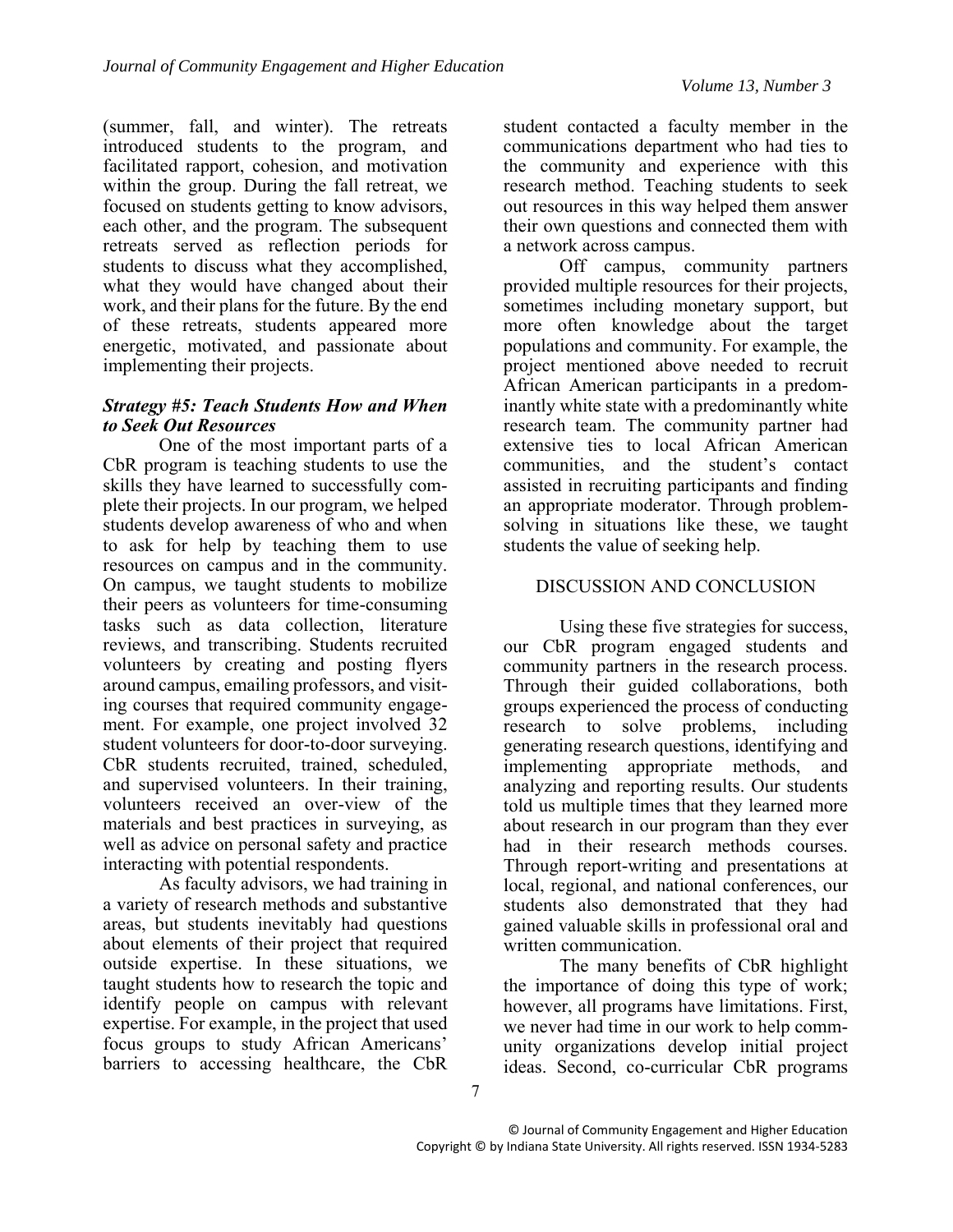(summer, fall, and winter). The retreats introduced students to the program, and facilitated rapport, cohesion, and motivation within the group. During the fall retreat, we focused on students getting to know advisors, each other, and the program. The subsequent retreats served as reflection periods for students to discuss what they accomplished, what they would have changed about their work, and their plans for the future. By the end of these retreats, students appeared more energetic, motivated, and passionate about implementing their projects.

***Strategy #5: Teach Students How and When to Seek Out Resources***

One of the most important parts of a CbR program is teaching students to use the skills they have learned to successfully complete their projects. In our program, we helped students develop awareness of who and when to ask for help by teaching them to use resources on campus and in the community. On campus, we taught students to mobilize their peers as volunteers for time-consuming tasks such as data collection, literature reviews, and transcribing. Students recruited volunteers by creating and posting flyers around campus, emailing professors, and visiting courses that required community engagement. For example, one project involved 32 student volunteers for door-to-door surveying. CbR students recruited, trained, scheduled, and supervised volunteers. In their training, volunteers received an over-view of the materials and best practices in surveying, as well as advice on personal safety and practice interacting with potential respondents.

As faculty advisors, we had training in a variety of research methods and substantive areas, but students inevitably had questions about elements of their project that required outside expertise. In these situations, we taught students how to research the topic and identify people on campus with relevant expertise. For example, in the project that used focus groups to study African Americans' barriers to accessing healthcare, the CbR student contacted a faculty member in the communications department who had ties to the community and experience with this research method. Teaching students to seek out resources in this way helped them answer their own questions and connected them with a network across campus.

Off campus, community partners provided multiple resources for their projects, sometimes including monetary support, but more often knowledge about the target populations and community. For example, the project mentioned above needed to recruit African American participants in a predominantly white state with a predominantly white research team. The community partner had extensive ties to local African American communities, and the student's contact assisted in recruiting participants and finding an appropriate moderator. Through problem-solving in situations like these, we taught students the value of seeking help.

## DISCUSSION AND CONCLUSION

Using these five strategies for success, our CbR program engaged students and community partners in the research process. Through their guided collaborations, both groups experienced the process of conducting research to solve problems, including generating research questions, identifying and implementing appropriate methods, and analyzing and reporting results. Our students told us multiple times that they learned more about research in our program than they ever had in their research methods courses. Through report-writing and presentations at local, regional, and national conferences, our students also demonstrated that they had gained valuable skills in professional oral and written communication.

The many benefits of CbR highlight the importance of doing this type of work; however, all programs have limitations. First, we never had time in our work to help community organizations develop initial project ideas. Second, co-curricular CbR programs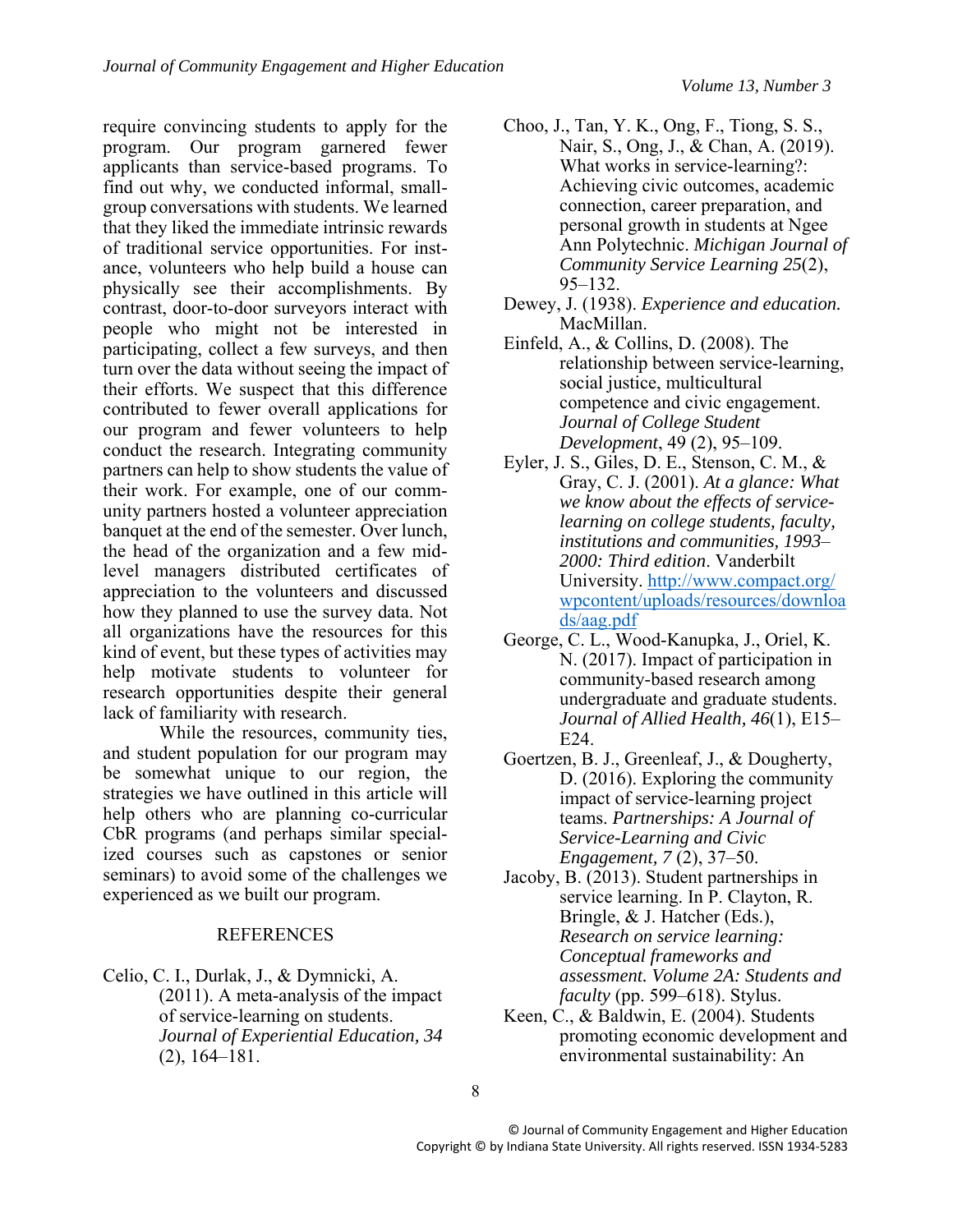require convincing students to apply for the program. Our program garnered fewer applicants than service-based programs. To find out why, we conducted informal, small-group conversations with students. We learned that they liked the immediate intrinsic rewards of traditional service opportunities. For instance, volunteers who help build a house can physically see their accomplishments. By contrast, door-to-door surveyors interact with people who might not be interested in participating, collect a few surveys, and then turn over the data without seeing the impact of their efforts. We suspect that this difference contributed to fewer overall applications for our program and fewer volunteers to help conduct the research. Integrating community partners can help to show students the value of their work. For example, one of our community partners hosted a volunteer appreciation banquet at the end of the semester. Over lunch, the head of the organization and a few mid-level managers distributed certificates of appreciation to the volunteers and discussed how they planned to use the survey data. Not all organizations have the resources for this kind of event, but these types of activities may help motivate students to volunteer for research opportunities despite their general lack of familiarity with research.

While the resources, community ties, and student population for our program may be somewhat unique to our region, the strategies we have outlined in this article will help others who are planning co-curricular CbR programs (and perhaps similar specialized courses such as capstones or senior seminars) to avoid some of the challenges we experienced as we built our program.

## REFERENCES

Celio, C. I., Durlak, J., & Dymnicki, A. (2011). A meta-analysis of the impact of service-learning on students. *Journal of Experiential Education, 34* (2), 164–181.

Choo, J., Tan, Y. K., Ong, F., Tiong, S. S., Nair, S., Ong, J., & Chan, A. (2019). What works in service-learning?: Achieving civic outcomes, academic connection, career preparation, and personal growth in students at Ngee Ann Polytechnic. *Michigan Journal of Community Service Learning 25*(2), 95–132.

Dewey, J. (1938). *Experience and education.* MacMillan.

Einfeld, A., & Collins, D. (2008). The relationship between service-learning, social justice, multicultural competence and civic engagement. *Journal of College Student Development*, 49 (2), 95–109.

Eyler, J. S., Giles, D. E., Stenson, C. M., & Gray, C. J. (2001). *At a glance: What we know about the effects of service-learning on college students, faculty, institutions and communities, 1993–2000: Third edition*. Vanderbilt University. http://www.compact.org/wpcontent/uploads/resources/downloads/aag.pdf

George, C. L., Wood-Kanupka, J., Oriel, K. N. (2017). Impact of participation in community-based research among undergraduate and graduate students. *Journal of Allied Health, 46*(1), E15–E24.

Goertzen, B. J., Greenleaf, J., & Dougherty, D. (2016). Exploring the community impact of service-learning project teams. *Partnerships: A Journal of Service-Learning and Civic Engagement, 7* (2), 37–50.

Jacoby, B. (2013). Student partnerships in service learning. In P. Clayton, R. Bringle, & J. Hatcher (Eds.), *Research on service learning: Conceptual frameworks and assessment. Volume 2A: Students and faculty* (pp. 599–618). Stylus.

Keen, C., & Baldwin, E. (2004). Students promoting economic development and environmental sustainability: An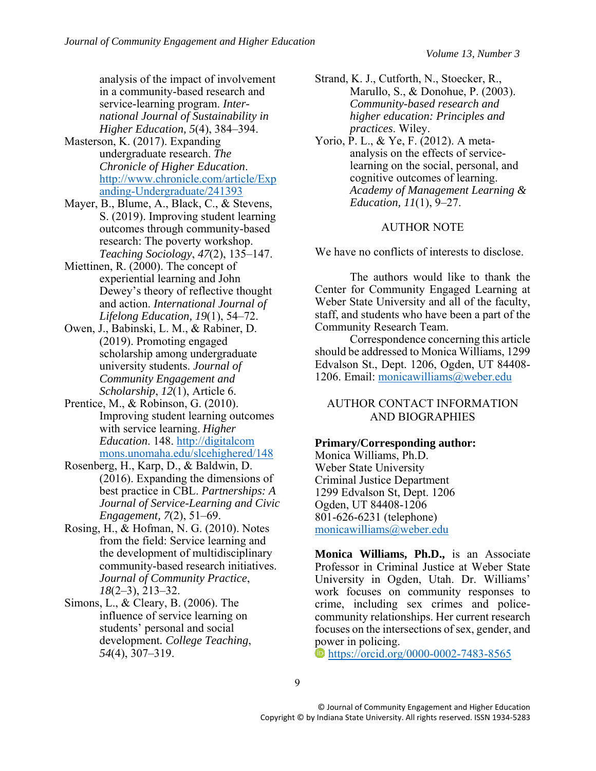analysis of the impact of involvement in a community-based research and service-learning program. *International Journal of Sustainability in Higher Education, 5*(4), 384–394.

Masterson, K. (2017). Expanding undergraduate research. *The Chronicle of Higher Education*. http://www.chronicle.com/article/Expanding-Undergraduate/241393

Mayer, B., Blume, A., Black, C., & Stevens, S. (2019). Improving student learning outcomes through community-based research: The poverty workshop. *Teaching Sociology*, *47*(2), 135–147.

Miettinen, R. (2000). The concept of experiential learning and John Dewey's theory of reflective thought and action. *International Journal of Lifelong Education, 19*(1), 54–72.

Owen, J., Babinski, L. M., & Rabiner, D. (2019). Promoting engaged scholarship among undergraduate university students. *Journal of Community Engagement and Scholarship*, *12*(1), Article 6.

Prentice, M., & Robinson, G. (2010). Improving student learning outcomes with service learning. *Higher Education*. 148. http://digitalcommons.unomaha.edu/slcehighered/148

Rosenberg, H., Karp, D., & Baldwin, D. (2016). Expanding the dimensions of best practice in CBL. *Partnerships: A Journal of Service-Learning and Civic Engagement, 7*(2), 51–69.

Rosing, H., & Hofman, N. G. (2010). Notes from the field: Service learning and the development of multidisciplinary community-based research initiatives. *Journal of Community Practice*, *18*(2–3), 213–32.

Simons, L., & Cleary, B. (2006). The influence of service learning on students' personal and social development*.* *College Teaching*, *54*(4), 307–319.

Strand, K. J., Cutforth, N., Stoecker, R., Marullo, S., & Donohue, P. (2003). *Community-based research and higher education: Principles and practices*. Wiley.

Yorio, P. L., & Ye, F. (2012). A meta-analysis on the effects of service-learning on the social, personal, and cognitive outcomes of learning. *Academy of Management Learning & Education, 11*(1), 9–27.

## AUTHOR NOTE

We have no conflicts of interests to disclose.

The authors would like to thank the Center for Community Engaged Learning at Weber State University and all of the faculty, staff, and students who have been a part of the Community Research Team.

Correspondence concerning this article should be addressed to Monica Williams, 1299 Edvalson St., Dept. 1206, Ogden, UT 84408-1206. Email: monicawilliams@weber.edu

## AUTHOR CONTACT INFORMATION AND BIOGRAPHIES

**Primary/Corresponding author:**
Monica Williams, Ph.D.
Weber State University
Criminal Justice Department
1299 Edvalson St, Dept. 1206
Ogden, UT 84408-1206
801-626-6231 (telephone)
monicawilliams@weber.edu

**Monica Williams, Ph.D.,** is an Associate Professor in Criminal Justice at Weber State University in Ogden, Utah. Dr. Williams' work focuses on community responses to crime, including sex crimes and police-community relationships. Her current research focuses on the intersections of sex, gender, and power in policing.
https://orcid.org/0000-0002-7483-8565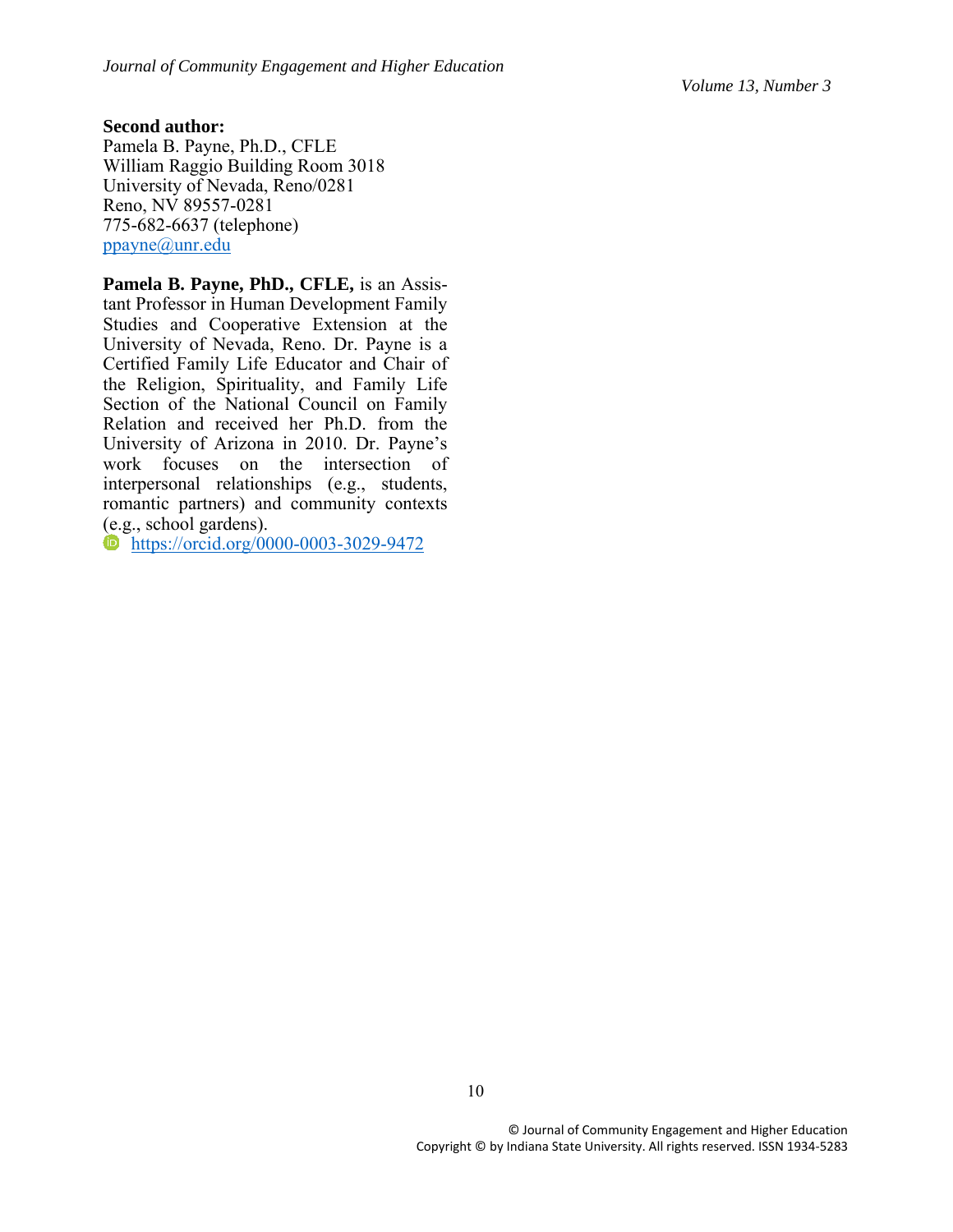**Second author:**
Pamela B. Payne, Ph.D., CFLE
William Raggio Building Room 3018
University of Nevada, Reno/0281
Reno, NV 89557-0281
775-682-6637 (telephone)
ppayne@unr.edu

**Pamela B. Payne, PhD., CFLE,** is an Assistant Professor in Human Development Family Studies and Cooperative Extension at the University of Nevada, Reno. Dr. Payne is a Certified Family Life Educator and Chair of the Religion, Spirituality, and Family Life Section of the National Council on Family Relation and received her Ph.D. from the University of Arizona in 2010. Dr. Payne's work focuses on the intersection of interpersonal relationships (e.g., students, romantic partners) and community contexts (e.g., school gardens).
https://orcid.org/0000-0003-3029-9472

© Journal of Community Engagement and Higher Education
Copyright © by Indiana State University. All rights reserved. ISSN 1934-5283